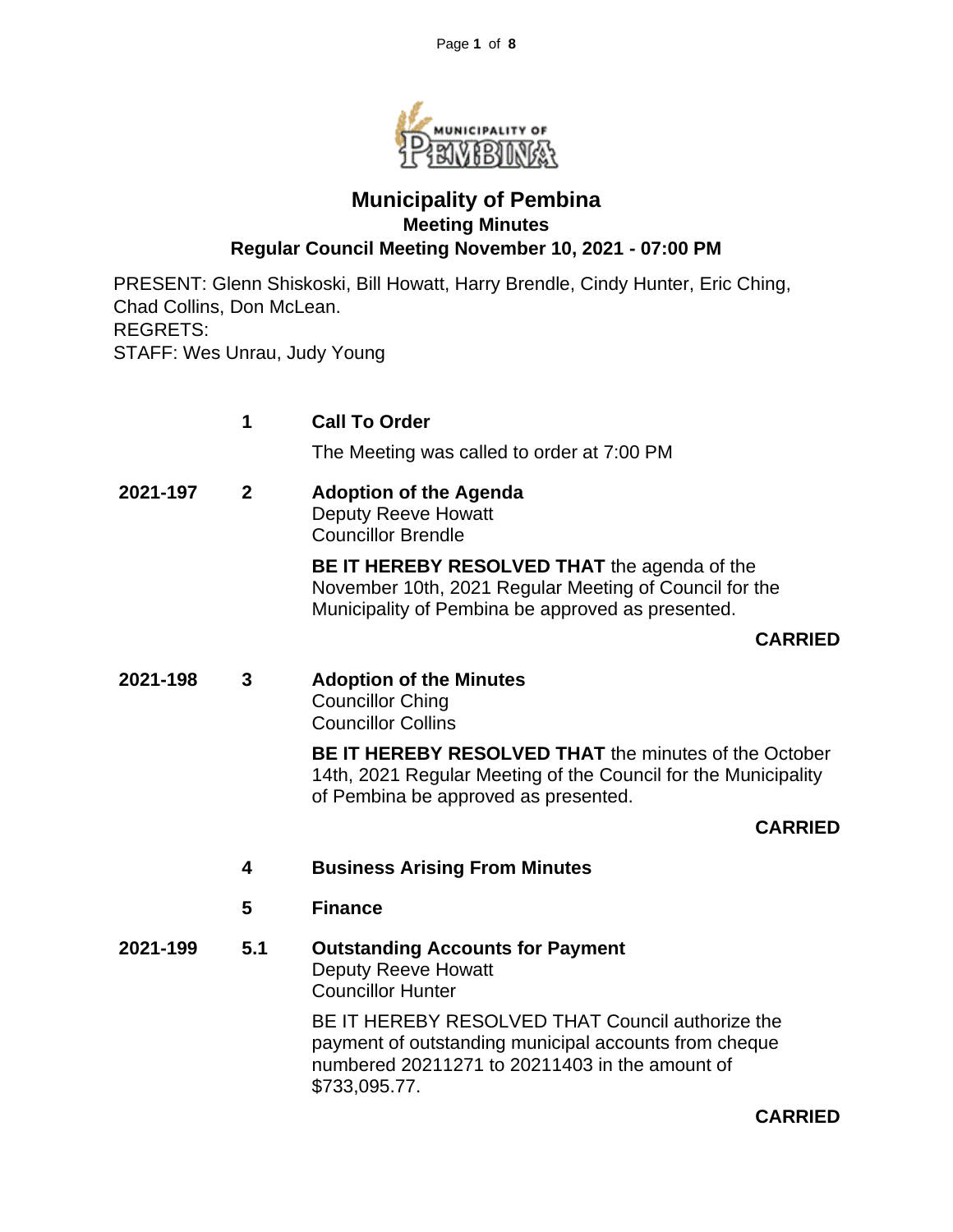# Municipality of Pembina

## Meeting Minutes

## Regular Council Meeting November 10, 2021 - 07:00 PM

PRESENT: Glenn Shiskoski, Bill Howatt, Harry Brendle, Cindy Hunter, Eric Ching, Chad Collins, Don McLean.
REGRETS:
STAFF: Wes Unrau, Judy Young

**1 Call To Order**

The Meeting was called to order at 7:00 PM

**2021-197 2 Adoption of the Agenda**

Deputy Reeve Howatt
Councillor Brendle

**BE IT HEREBY RESOLVED THAT** the agenda of the November 10th, 2021 Regular Meeting of Council for the Municipality of Pembina be approved as presented.

**CARRIED**

**2021-198 3 Adoption of the Minutes**

Councillor Ching
Councillor Collins

**BE IT HEREBY RESOLVED THAT** the minutes of the October 14th, 2021 Regular Meeting of the Council for the Municipality of Pembina be approved as presented.

**CARRIED**

**4 Business Arising From Minutes**

**5 Finance**

**2021-199 5.1 Outstanding Accounts for Payment**

Deputy Reeve Howatt
Councillor Hunter

BE IT HEREBY RESOLVED THAT Council authorize the payment of outstanding municipal accounts from cheque numbered 20211271 to 20211403 in the amount of $733,095.77.

**CARRIED**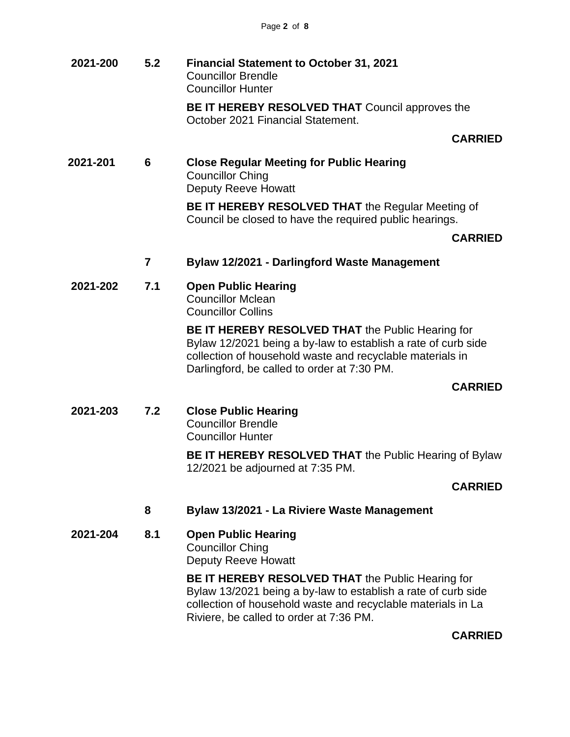**2021-200** **5.2** **Financial Statement to October 31, 2021**
Councillor Brendle
Councillor Hunter

**BE IT HEREBY RESOLVED THAT** Council approves the October 2021 Financial Statement.

**CARRIED**

**2021-201** **6** **Close Regular Meeting for Public Hearing**
Councillor Ching
Deputy Reeve Howatt

**BE IT HEREBY RESOLVED THAT** the Regular Meeting of Council be closed to have the required public hearings.

**CARRIED**

**7** **Bylaw 12/2021 - Darlingford Waste Management**

**2021-202** **7.1** **Open Public Hearing**
Councillor Mclean
Councillor Collins

**BE IT HEREBY RESOLVED THAT** the Public Hearing for Bylaw 12/2021 being a by-law to establish a rate of curb side collection of household waste and recyclable materials in Darlingford, be called to order at 7:30 PM.

**CARRIED**

**2021-203** **7.2** **Close Public Hearing**
Councillor Brendle
Councillor Hunter

**BE IT HEREBY RESOLVED THAT** the Public Hearing of Bylaw 12/2021 be adjourned at 7:35 PM.

**CARRIED**

**8** **Bylaw 13/2021 - La Riviere Waste Management**

**2021-204** **8.1** **Open Public Hearing**
Councillor Ching
Deputy Reeve Howatt

**BE IT HEREBY RESOLVED THAT** the Public Hearing for Bylaw 13/2021 being a by-law to establish a rate of curb side collection of household waste and recyclable materials in La Riviere, be called to order at 7:36 PM.

**CARRIED**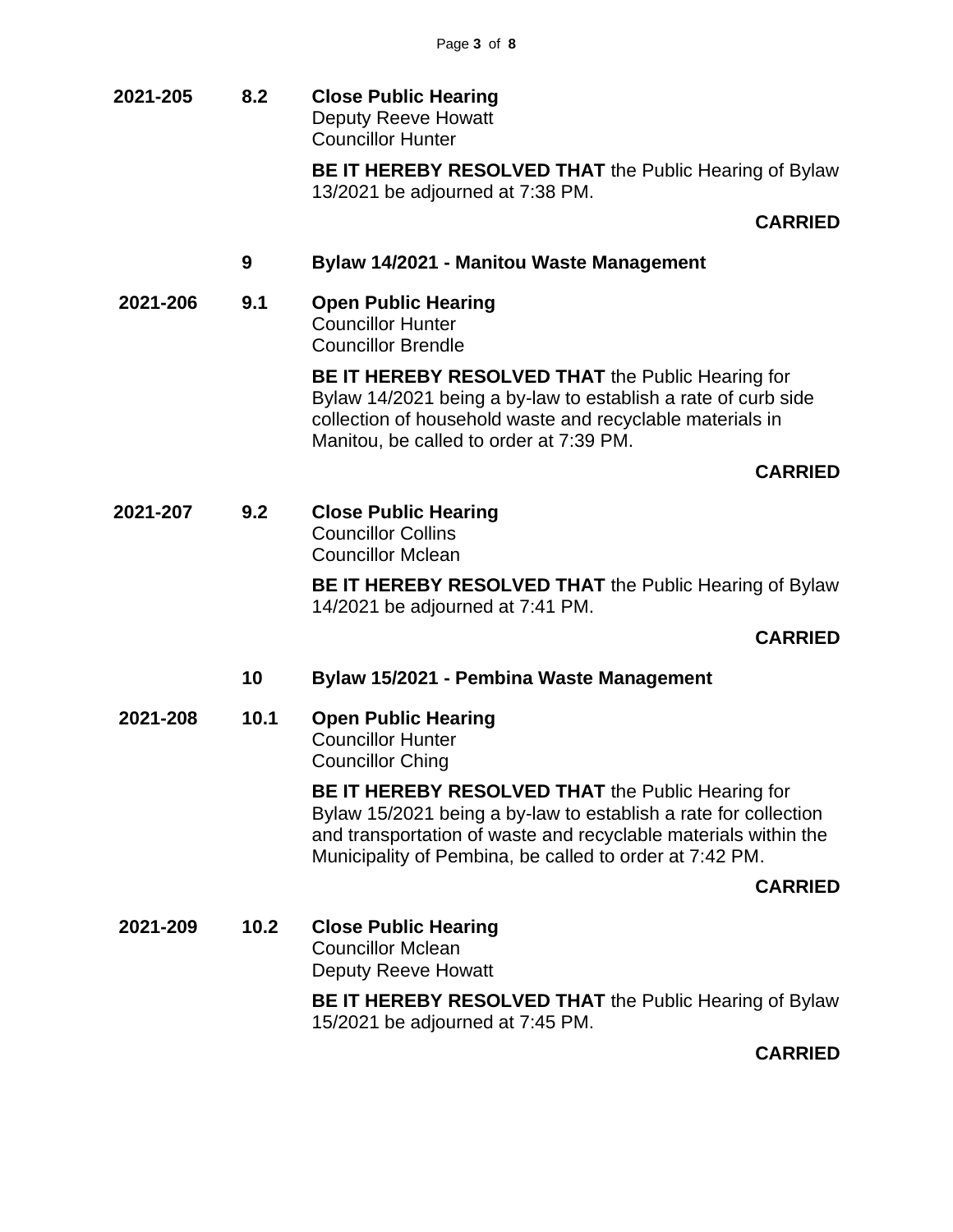**2021-205** **8.2** **Close Public Hearing**
Deputy Reeve Howatt
Councillor Hunter

**BE IT HEREBY RESOLVED THAT** the Public Hearing of Bylaw 13/2021 be adjourned at 7:38 PM.

**CARRIED**

## 9 Bylaw 14/2021 - Manitou Waste Management

**2021-206** **9.1** **Open Public Hearing**
Councillor Hunter
Councillor Brendle

**BE IT HEREBY RESOLVED THAT** the Public Hearing for Bylaw 14/2021 being a by-law to establish a rate of curb side collection of household waste and recyclable materials in Manitou, be called to order at 7:39 PM.

**CARRIED**

**2021-207** **9.2** **Close Public Hearing**
Councillor Collins
Councillor Mclean

**BE IT HEREBY RESOLVED THAT** the Public Hearing of Bylaw 14/2021 be adjourned at 7:41 PM.

**CARRIED**

## 10 Bylaw 15/2021 - Pembina Waste Management

**2021-208** **10.1** **Open Public Hearing**
Councillor Hunter
Councillor Ching

**BE IT HEREBY RESOLVED THAT** the Public Hearing for Bylaw 15/2021 being a by-law to establish a rate for collection and transportation of waste and recyclable materials within the Municipality of Pembina, be called to order at 7:42 PM.

**CARRIED**

**2021-209** **10.2** **Close Public Hearing**
Councillor Mclean
Deputy Reeve Howatt

**BE IT HEREBY RESOLVED THAT** the Public Hearing of Bylaw 15/2021 be adjourned at 7:45 PM.

**CARRIED**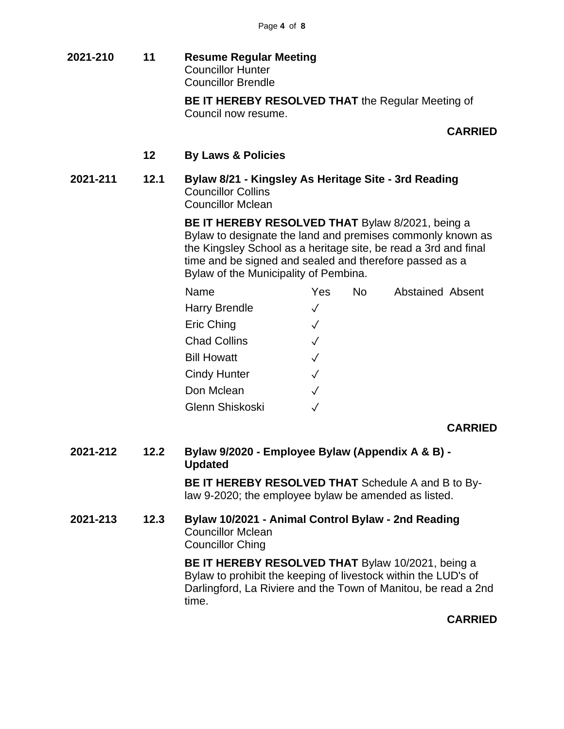**2021-210 11 Resume Regular Meeting**
Councillor Hunter
Councillor Brendle

**BE IT HEREBY RESOLVED THAT** the Regular Meeting of Council now resume.

**CARRIED**

## 12 By Laws & Policies

**2021-211 12.1 Bylaw 8/21 - Kingsley As Heritage Site - 3rd Reading**
Councillor Collins
Councillor Mclean

**BE IT HEREBY RESOLVED THAT** Bylaw 8/2021, being a Bylaw to designate the land and premises commonly known as the Kingsley School as a heritage site, be read a 3rd and final time and be signed and sealed and therefore passed as a Bylaw of the Municipality of Pembina.

| Name | Yes | No | Abstained | Absent |
|---|---|---|---|---|
| Harry Brendle | ✓ | | | |
| Eric Ching | ✓ | | | |
| Chad Collins | ✓ | | | |
| Bill Howatt | ✓ | | | |
| Cindy Hunter | ✓ | | | |
| Don Mclean | ✓ | | | |
| Glenn Shiskoski | ✓ | | | |

**CARRIED**

**2021-212 12.2 Bylaw 9/2020 - Employee Bylaw (Appendix A & B) - Updated**

**BE IT HEREBY RESOLVED THAT** Schedule A and B to By-law 9-2020; the employee bylaw be amended as listed.

**2021-213 12.3 Bylaw 10/2021 - Animal Control Bylaw - 2nd Reading**
Councillor Mclean
Councillor Ching

**BE IT HEREBY RESOLVED THAT** Bylaw 10/2021, being a Bylaw to prohibit the keeping of livestock within the LUD's of Darlingford, La Riviere and the Town of Manitou, be read a 2nd time.

**CARRIED**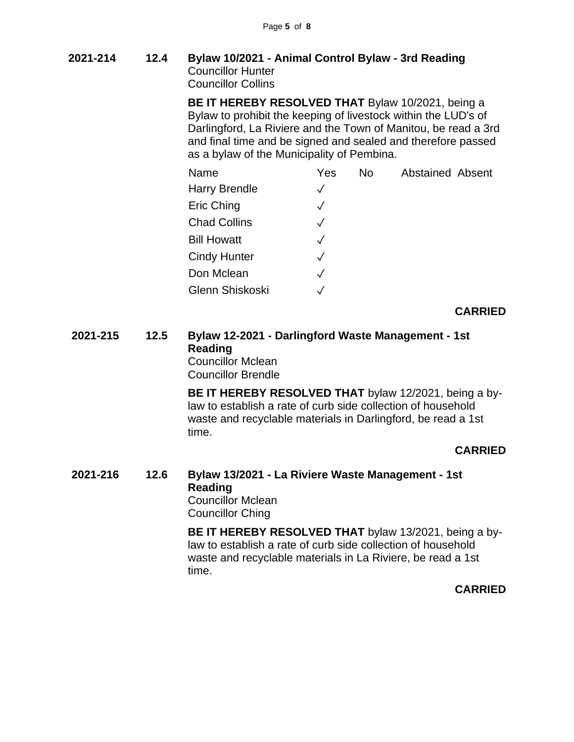**2021-214 12.4 Bylaw 10/2021 - Animal Control Bylaw - 3rd Reading**

Councillor Hunter
Councillor Collins

**BE IT HEREBY RESOLVED THAT** Bylaw 10/2021, being a Bylaw to prohibit the keeping of livestock within the LUD's of Darlingford, La Riviere and the Town of Manitou, be read a 3rd and final time and be signed and sealed and therefore passed as a bylaw of the Municipality of Pembina.

| Name | Yes | No | Abstained | Absent |
|---|---|---|---|---|
| Harry Brendle | ✓ | | | |
| Eric Ching | ✓ | | | |
| Chad Collins | ✓ | | | |
| Bill Howatt | ✓ | | | |
| Cindy Hunter | ✓ | | | |
| Don Mclean | ✓ | | | |
| Glenn Shiskoski | ✓ | | | |

**CARRIED**

**2021-215 12.5 Bylaw 12-2021 - Darlingford Waste Management - 1st Reading**

Councillor Mclean
Councillor Brendle

**BE IT HEREBY RESOLVED THAT** bylaw 12/2021, being a by-law to establish a rate of curb side collection of household waste and recyclable materials in Darlingford, be read a 1st time.

**CARRIED**

**2021-216 12.6 Bylaw 13/2021 - La Riviere Waste Management - 1st Reading**

Councillor Mclean
Councillor Ching

**BE IT HEREBY RESOLVED THAT** bylaw 13/2021, being a by-law to establish a rate of curb side collection of household waste and recyclable materials in La Riviere, be read a 1st time.

**CARRIED**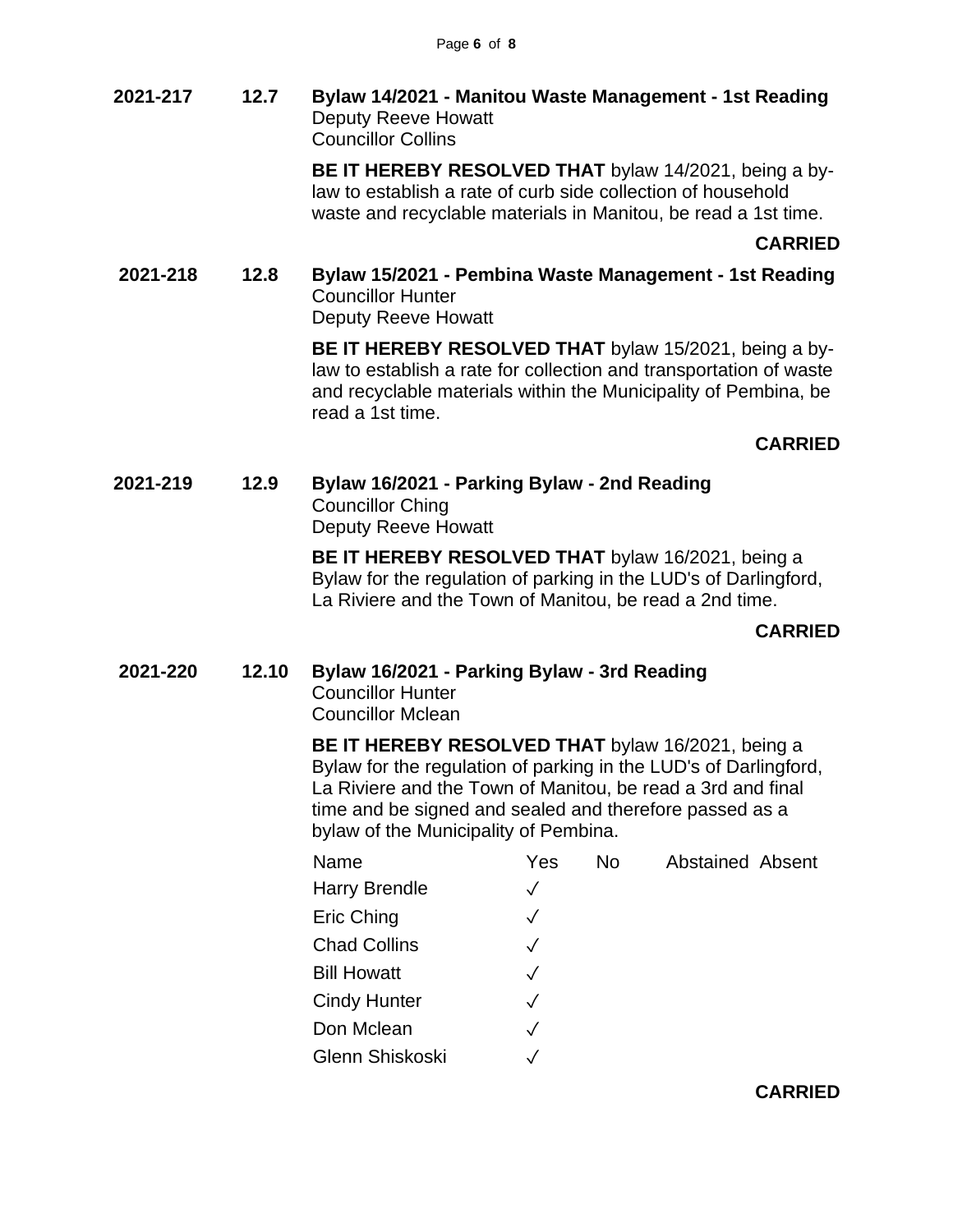**2021-217** **12.7** **Bylaw 14/2021 - Manitou Waste Management - 1st Reading**
Deputy Reeve Howatt
Councillor Collins

**BE IT HEREBY RESOLVED THAT** bylaw 14/2021, being a by-law to establish a rate of curb side collection of household waste and recyclable materials in Manitou, be read a 1st time.

**CARRIED**

**2021-218** **12.8** **Bylaw 15/2021 - Pembina Waste Management - 1st Reading**
Councillor Hunter
Deputy Reeve Howatt

**BE IT HEREBY RESOLVED THAT** bylaw 15/2021, being a by-law to establish a rate for collection and transportation of waste and recyclable materials within the Municipality of Pembina, be read a 1st time.

**CARRIED**

**2021-219** **12.9** **Bylaw 16/2021 - Parking Bylaw - 2nd Reading**
Councillor Ching
Deputy Reeve Howatt

**BE IT HEREBY RESOLVED THAT** bylaw 16/2021, being a Bylaw for the regulation of parking in the LUD's of Darlingford, La Riviere and the Town of Manitou, be read a 2nd time.

**CARRIED**

**2021-220** **12.10** **Bylaw 16/2021 - Parking Bylaw - 3rd Reading**
Councillor Hunter
Councillor Mclean

**BE IT HEREBY RESOLVED THAT** bylaw 16/2021, being a Bylaw for the regulation of parking in the LUD's of Darlingford, La Riviere and the Town of Manitou, be read a 3rd and final time and be signed and sealed and therefore passed as a bylaw of the Municipality of Pembina.

| Name | Yes | No | Abstained | Absent |
|---|---|---|---|---|
| Harry Brendle | ✓ | | | |
| Eric Ching | ✓ | | | |
| Chad Collins | ✓ | | | |
| Bill Howatt | ✓ | | | |
| Cindy Hunter | ✓ | | | |
| Don Mclean | ✓ | | | |
| Glenn Shiskoski | ✓ | | | |

**CARRIED**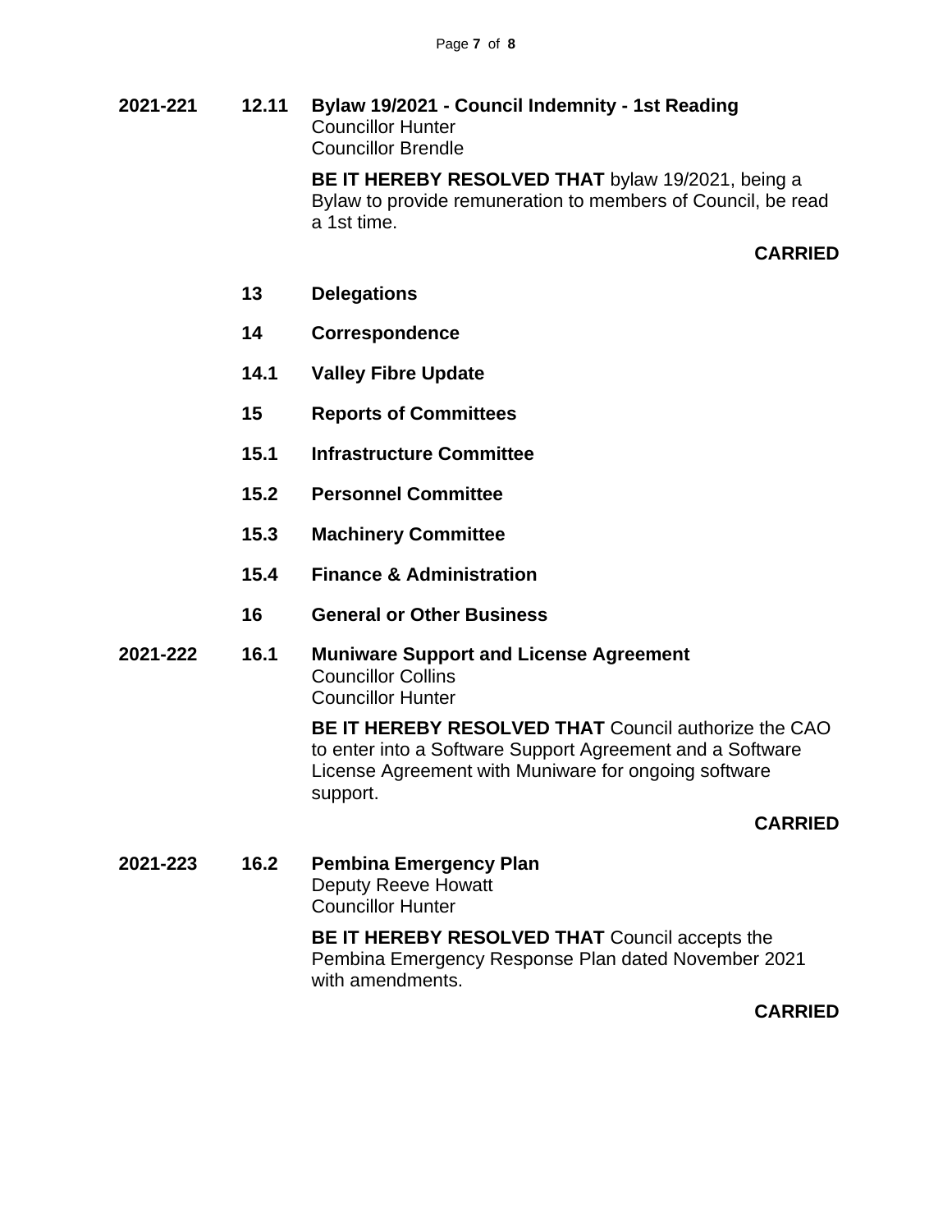**2021-221 12.11 Bylaw 19/2021 - Council Indemnity - 1st Reading**
Councillor Hunter
Councillor Brendle

**BE IT HEREBY RESOLVED THAT** bylaw 19/2021, being a Bylaw to provide remuneration to members of Council, be read a 1st time.

**CARRIED**

**13 Delegations**

**14 Correspondence**

**14.1 Valley Fibre Update**

**15 Reports of Committees**

**15.1 Infrastructure Committee**

**15.2 Personnel Committee**

**15.3 Machinery Committee**

**15.4 Finance & Administration**

**16 General or Other Business**

**2021-222 16.1 Muniware Support and License Agreement**
Councillor Collins
Councillor Hunter

**BE IT HEREBY RESOLVED THAT** Council authorize the CAO to enter into a Software Support Agreement and a Software License Agreement with Muniware for ongoing software support.

**CARRIED**

**2021-223 16.2 Pembina Emergency Plan**
Deputy Reeve Howatt
Councillor Hunter

**BE IT HEREBY RESOLVED THAT** Council accepts the Pembina Emergency Response Plan dated November 2021 with amendments.

**CARRIED**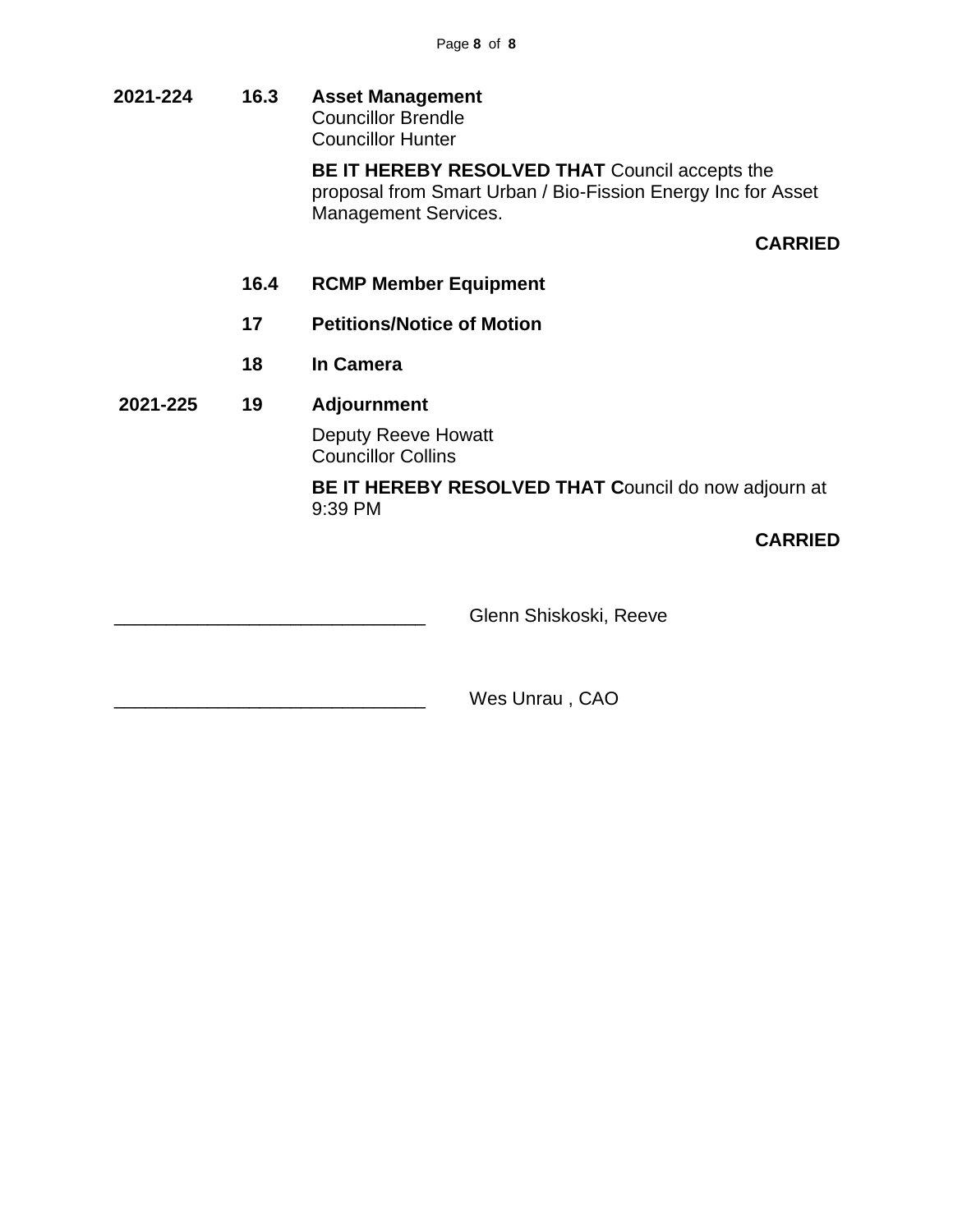**2021-224** **16.3** **Asset Management**

Councillor Brendle
Councillor Hunter

**BE IT HEREBY RESOLVED THAT** Council accepts the proposal from Smart Urban / Bio-Fission Energy Inc for Asset Management Services.

**CARRIED**

**16.4** **RCMP Member Equipment**

**17** **Petitions/Notice of Motion**

**18** **In Camera**

**2021-225** **19** **Adjournment**

Deputy Reeve Howatt
Councillor Collins

**BE IT HEREBY RESOLVED THAT C**ouncil do now adjourn at 9:39 PM

**CARRIED**

_____________________________ Glenn Shiskoski, Reeve

_____________________________ Wes Unrau , CAO